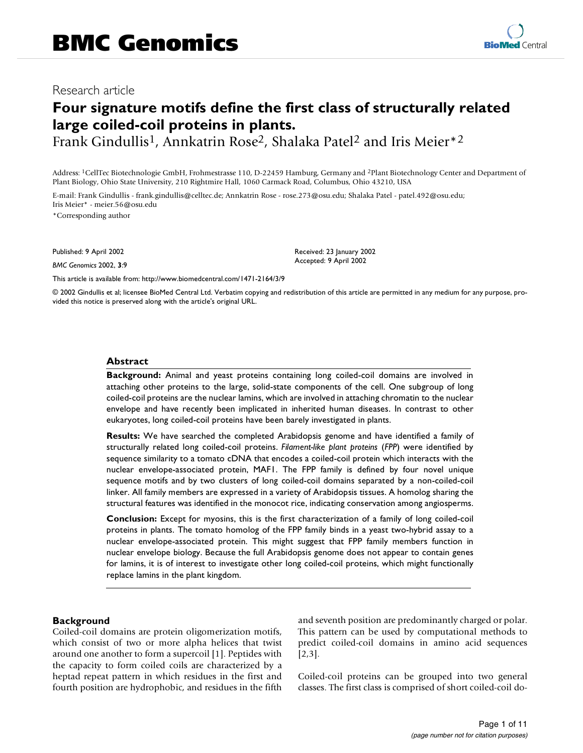# BMC Genomics

Research article

## Four signature motifs define the first class of structurally related large coiled-coil proteins in plants.

Frank Gindullis[1], Annkatrin Rose[2], Shalaka Patel[2] and Iris Meier*[2]

Address: [1]CellTec Biotechnologie GmbH, Frohmestrasse 110, D-22459 Hamburg, Germany and [2]Plant Biotechnology Center and Department of Plant Biology, Ohio State University, 210 Rightmire Hall, 1060 Carmack Road, Columbus, Ohio 43210, USA

E-mail: Frank Gindullis - frank.gindullis@celltec.de; Annkatrin Rose - rose.273@osu.edu; Shalaka Patel - patel.492@osu.edu; Iris Meier* - meier.56@osu.edu

*Corresponding author

Published: 9 April 2002

*BMC Genomics* 2002, **3**:9

Received: 23 January 2002
Accepted: 9 April 2002

This article is available from: http://www.biomedcentral.com/1471-2164/3/9

© 2002 Gindullis et al; licensee BioMed Central Ltd. Verbatim copying and redistribution of this article are permitted in any medium for any purpose, provided this notice is preserved along with the article's original URL.

### Abstract

**Background:** Animal and yeast proteins containing long coiled-coil domains are involved in attaching other proteins to the large, solid-state components of the cell. One subgroup of long coiled-coil proteins are the nuclear lamins, which are involved in attaching chromatin to the nuclear envelope and have recently been implicated in inherited human diseases. In contrast to other eukaryotes, long coiled-coil proteins have been barely investigated in plants.

**Results:** We have searched the completed Arabidopsis genome and have identified a family of structurally related long coiled-coil proteins. *Filament-like plant proteins* (*FPP*) were identified by sequence similarity to a tomato cDNA that encodes a coiled-coil protein which interacts with the nuclear envelope-associated protein, MAF1. The FPP family is defined by four novel unique sequence motifs and by two clusters of long coiled-coil domains separated by a non-coiled-coil linker. All family members are expressed in a variety of Arabidopsis tissues. A homolog sharing the structural features was identified in the monocot rice, indicating conservation among angiosperms.

**Conclusion:** Except for myosins, this is the first characterization of a family of long coiled-coil proteins in plants. The tomato homolog of the FPP family binds in a yeast two-hybrid assay to a nuclear envelope-associated protein. This might suggest that FPP family members function in nuclear envelope biology. Because the full Arabidopsis genome does not appear to contain genes for lamins, it is of interest to investigate other long coiled-coil proteins, which might functionally replace lamins in the plant kingdom.

### Background

Coiled-coil domains are protein oligomerization motifs, which consist of two or more alpha helices that twist around one another to form a supercoil [1]. Peptides with the capacity to form coiled coils are characterized by a heptad repeat pattern in which residues in the first and fourth position are hydrophobic, and residues in the fifth and seventh position are predominantly charged or polar. This pattern can be used by computational methods to predict coiled-coil domains in amino acid sequences [2,3].

Coiled-coil proteins can be grouped into two general classes. The first class is comprised of short coiled-coil do-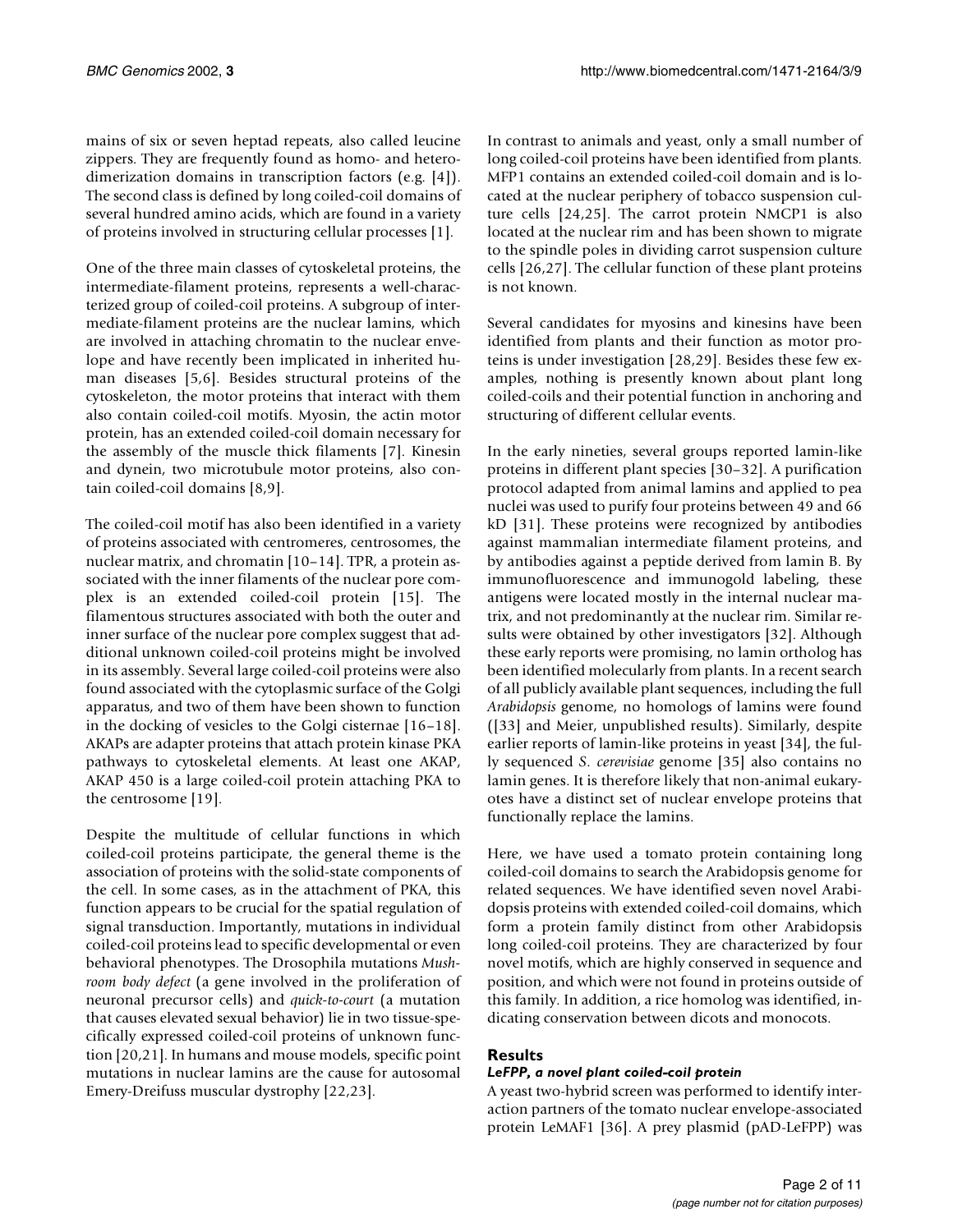mains of six or seven heptad repeats, also called leucine zippers. They are frequently found as homo- and heterodimerization domains in transcription factors (e.g. [4]). The second class is defined by long coiled-coil domains of several hundred amino acids, which are found in a variety of proteins involved in structuring cellular processes [1].

One of the three main classes of cytoskeletal proteins, the intermediate-filament proteins, represents a well-characterized group of coiled-coil proteins. A subgroup of intermediate-filament proteins are the nuclear lamins, which are involved in attaching chromatin to the nuclear envelope and have recently been implicated in inherited human diseases [5,6]. Besides structural proteins of the cytoskeleton, the motor proteins that interact with them also contain coiled-coil motifs. Myosin, the actin motor protein, has an extended coiled-coil domain necessary for the assembly of the muscle thick filaments [7]. Kinesin and dynein, two microtubule motor proteins, also contain coiled-coil domains [8,9].

The coiled-coil motif has also been identified in a variety of proteins associated with centromeres, centrosomes, the nuclear matrix, and chromatin [10–14]. TPR, a protein associated with the inner filaments of the nuclear pore complex is an extended coiled-coil protein [15]. The filamentous structures associated with both the outer and inner surface of the nuclear pore complex suggest that additional unknown coiled-coil proteins might be involved in its assembly. Several large coiled-coil proteins were also found associated with the cytoplasmic surface of the Golgi apparatus, and two of them have been shown to function in the docking of vesicles to the Golgi cisternae [16–18]. AKAPs are adapter proteins that attach protein kinase PKA pathways to cytoskeletal elements. At least one AKAP, AKAP 450 is a large coiled-coil protein attaching PKA to the centrosome [19].

Despite the multitude of cellular functions in which coiled-coil proteins participate, the general theme is the association of proteins with the solid-state components of the cell. In some cases, as in the attachment of PKA, this function appears to be crucial for the spatial regulation of signal transduction. Importantly, mutations in individual coiled-coil proteins lead to specific developmental or even behavioral phenotypes. The Drosophila mutations *Mushroom body defect* (a gene involved in the proliferation of neuronal precursor cells) and *quick-to-court* (a mutation that causes elevated sexual behavior) lie in two tissue-specifically expressed coiled-coil proteins of unknown function [20,21]. In humans and mouse models, specific point mutations in nuclear lamins are the cause for autosomal Emery-Dreifuss muscular dystrophy [22,23].

In contrast to animals and yeast, only a small number of long coiled-coil proteins have been identified from plants. MFP1 contains an extended coiled-coil domain and is located at the nuclear periphery of tobacco suspension culture cells [24,25]. The carrot protein NMCP1 is also located at the nuclear rim and has been shown to migrate to the spindle poles in dividing carrot suspension culture cells [26,27]. The cellular function of these plant proteins is not known.

Several candidates for myosins and kinesins have been identified from plants and their function as motor proteins is under investigation [28,29]. Besides these few examples, nothing is presently known about plant long coiled-coils and their potential function in anchoring and structuring of different cellular events.

In the early nineties, several groups reported lamin-like proteins in different plant species [30–32]. A purification protocol adapted from animal lamins and applied to pea nuclei was used to purify four proteins between 49 and 66 kD [31]. These proteins were recognized by antibodies against mammalian intermediate filament proteins, and by antibodies against a peptide derived from lamin B. By immunofluorescence and immunogold labeling, these antigens were located mostly in the internal nuclear matrix, and not predominantly at the nuclear rim. Similar results were obtained by other investigators [32]. Although these early reports were promising, no lamin ortholog has been identified molecularly from plants. In a recent search of all publicly available plant sequences, including the full *Arabidopsis* genome, no homologs of lamins were found ([33] and Meier, unpublished results). Similarly, despite earlier reports of lamin-like proteins in yeast [34], the fully sequenced *S. cerevisiae* genome [35] also contains no lamin genes. It is therefore likely that non-animal eukaryotes have a distinct set of nuclear envelope proteins that functionally replace the lamins.

Here, we have used a tomato protein containing long coiled-coil domains to search the Arabidopsis genome for related sequences. We have identified seven novel Arabidopsis proteins with extended coiled-coil domains, which form a protein family distinct from other Arabidopsis long coiled-coil proteins. They are characterized by four novel motifs, which are highly conserved in sequence and position, and which were not found in proteins outside of this family. In addition, a rice homolog was identified, indicating conservation between dicots and monocots.

## Results

### *LeFPP, a novel plant coiled-coil protein*

A yeast two-hybrid screen was performed to identify interaction partners of the tomato nuclear envelope-associated protein LeMAF1 [36]. A prey plasmid (pAD-LeFPP) was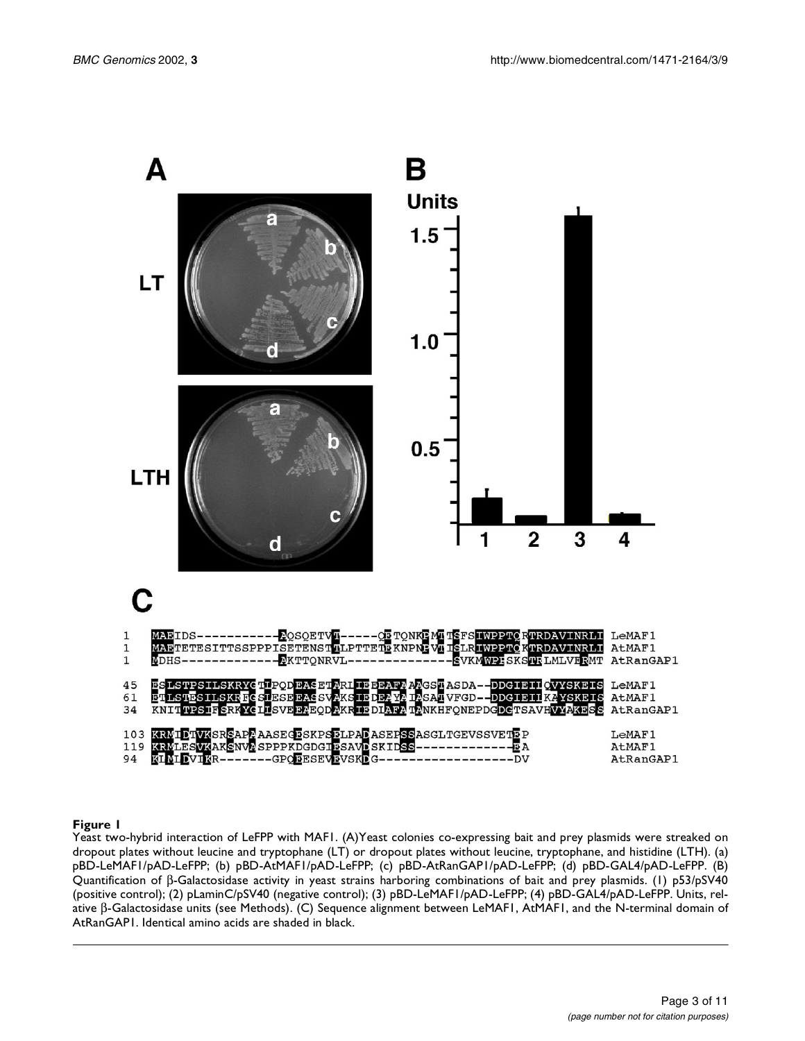A

LT

LTH

a

b

c

d

a

b

c

d

B

Units

1.5

1.0

0.5

1

2

3

4

C

```
1   MAEIDS-----------AQSQETVT-----QETQNKEMTTSFSIWPPTQRTRDAVINRLI LeMAF1
1   MAETETESITTSSPPPISETENSTTLPTTETEKNPNEVTISLRIWPPTQKTRDAVINRLI AtMAF1
1   MDHS-------------AKTTQNRVL--------------SVKMWPPSKSTRLMLVERMT AtRanGAP1

45  ESLSTPSILSKRYGTLPQDEASETARLIEEEAFAAAGSTASDA--DDGIEILQVYSKEIS LeMAF1
61  ETLSTESILSKRFGSLESEEASSVAKSIEDEAYAIASATVFGD--DDGIEILKAYSKEIS AtMAF1
34  KNITTTPSIFSRKYGILSVEEAEQDAKRIEDIAFATANKHFQNEPDGDGTSAVHVYAKESS AtRanGAP1

103 KRMIDTVKSRSAPAAASEGESKPSELPADASEPSSASGLTGEVSSVETEP          LeMAF1
119 KRMLESVKAKSNVASPPPKDGDGIESAVDSKIDSS-------------EA          AtMAF1
94  KIMIDVIKR-------GPQEESEVEVSKDG------------------DV          AtRanGAP1
```

**Figure 1**

Yeast two-hybrid interaction of LeFPP with MAF1. (A)Yeast colonies co-expressing bait and prey plasmids were streaked on dropout plates without leucine and tryptophane (LT) or dropout plates without leucine, tryptophane, and histidine (LTH). (a) pBD-LeMAF1/pAD-LeFPP; (b) pBD-AtMAF1/pAD-LeFPP; (c) pBD-AtRanGAP1/pAD-LeFPP; (d) pBD-GAL4/pAD-LeFPP. (B) Quantification of β-Galactosidase activity in yeast strains harboring combinations of bait and prey plasmids. (1) p53/pSV40 (positive control); (2) pLaminC/pSV40 (negative control); (3) pBD-LeMAF1/pAD-LeFPP; (4) pBD-GAL4/pAD-LeFPP. Units, relative β-Galactosidase units (see Methods). (C) Sequence alignment between LeMAF1, AtMAF1, and the N-terminal domain of AtRanGAP1. Identical amino acids are shaded in black.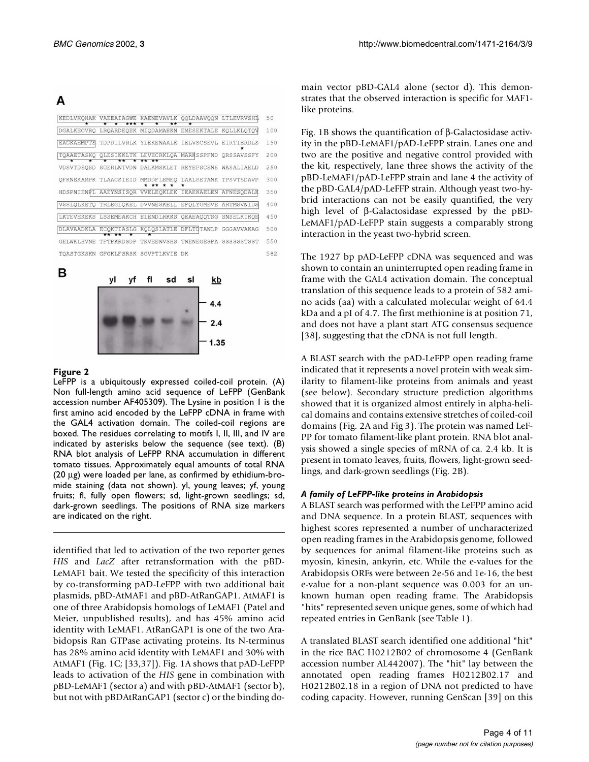**A**

```
KEDLVKQHAK VAEEAIAGWE KAENEVAVLK QQLDAAVQQN LTLEVRVSHL  50
DGALKECVRQ LRQARDEQEK MIQDAMAEKN EMESEKTALE KQLLKLQTQV 100
EAGKAEMPTS TDPDILVRLK YLEKENAALK IELVSCSEVL EIRTIERDLS 150
TQAAETASKQ QLESIKKLTK LEVECRKLQA MARKSSPFND QRSSAVSSFY 200
VDSVTDSQSD SGERLNTVDN DALKMSKLET REYEPSCSNS WASALIAELD 250
QFKNEKAMPK TLAACSIEID MMDDFLEMEQ LAALSETANK TPSVTSDAVP 300
HDSPNIENFL AAEYNSISQR VVELEQKLEK IEAEKAELEN AFNESQDALK 350
VSSLQLKETQ TRLEGLQKEL DVVNESKELL EFQLYGMEVE ARTMSVNIDS 400
LKTEVEKEKS LSSEMEAKCH ELENDLRKKS QEAEAQQTSG SNSELKIKQE 450
DLAVAADKLA ECQKTIASLG KQLQSLATLE DFLTDTANLP GGGAVVAKAG 500
GELWKLHVNE TFTPKRDSDP TKVEENVSHS TNENEGESPA SSSSSSTSST 550
TQASTGKSKN GFGKLFSRSK SGVPTLKVIE DK                   582
```

**B**

yl yf fl sd sl kb

4.4

2.4

1.35

**Figure 2**

LeFPP is a ubiquitously expressed coiled-coil protein. (A) Non full-length amino acid sequence of LeFPP (GenBank accession number AF405309). The Lysine in position 1 is the first amino acid encoded by the LeFPP cDNA in frame with the GAL4 activation domain. The coiled-coil regions are boxed. The residues correlating to motifs I, II, III, and IV are indicated by asterisks below the sequence (see text). (B) RNA blot analysis of LeFPP RNA accumulation in different tomato tissues. Approximately equal amounts of total RNA (20 μg) were loaded per lane, as confirmed by ethidium-bromide staining (data not shown). yl, young leaves; yf, young fruits; fl, fully open flowers; sd, light-grown seedlings; sd, dark-grown seedlings. The positions of RNA size markers are indicated on the right.

identified that led to activation of the two reporter genes *HIS* and *LacZ* after retransformation with the pBD-LeMAF1 bait. We tested the specificity of this interaction by co-transforming pAD-LeFPP with two additional bait plasmids, pBD-AtMAF1 and pBD-AtRanGAP1. AtMAF1 is one of three Arabidopsis homologs of LeMAF1 (Patel and Meier, unpublished results), and has 45% amino acid identity with LeMAF1. AtRanGAP1 is one of the two Arabidopsis Ran GTPase activating proteins. Its N-terminus has 28% amino acid identity with LeMAF1 and 30% with AtMAF1 (Fig. 1C; [33,37]). Fig. 1A shows that pAD-LeFPP leads to activation of the *HIS* gene in combination with pBD-LeMAF1 (sector a) and with pBD-AtMAF1 (sector b), but not with pBDAtRanGAP1 (sector c) or the binding domain vector pBD-GAL4 alone (sector d). This demonstrates that the observed interaction is specific for MAF1-like proteins.

Fig. 1B shows the quantification of β-Galactosidase activity in the pBD-LeMAF1/pAD-LeFPP strain. Lanes one and two are the positive and negative control provided with the kit, respectively, lane three shows the activity of the pBD-LeMAF1/pAD-LeFPP strain and lane 4 the activity of the pBD-GAL4/pAD-LeFFP strain. Although yeast two-hybrid interactions can not be easily quantified, the very high level of β-Galactosidase expressed by the pBD-LeMAF1/pAD-LeFPP stain suggests a comparably strong interaction in the yeast two-hybrid screen.

The 1927 bp pAD-LeFPP cDNA was sequenced and was shown to contain an uninterrupted open reading frame in frame with the GAL4 activation domain. The conceptual translation of this sequence leads to a protein of 582 amino acids (aa) with a calculated molecular weight of 64.4 kDa and a pI of 4.7. The first methionine is at position 71, and does not have a plant start ATG consensus sequence [38], suggesting that the cDNA is not full length.

A BLAST search with the pAD-LeFPP open reading frame indicated that it represents a novel protein with weak similarity to filament-like proteins from animals and yeast (see below). Secondary structure prediction algorithms showed that it is organized almost entirely in alpha-helical domains and contains extensive stretches of coiled-coil domains (Fig. 2A and Fig 3). The protein was named LeFPP for tomato filament-like plant protein. RNA blot analysis showed a single species of mRNA of ca. 2.4 kb. It is present in tomato leaves, fruits, flowers, light-grown seedlings, and dark-grown seedlings (Fig. 2B).

### *A family of LeFPP-like proteins in Arabidopsis*

A BLAST search was performed with the LeFPP amino acid and DNA sequence. In a protein BLAST, sequences with highest scores represented a number of uncharacterized open reading frames in the Arabidopsis genome, followed by sequences for animal filament-like proteins such as myosin, kinesin, ankyrin, etc. While the e-values for the Arabidopsis ORFs were between 2e-56 and 1e-16, the best e-value for a non-plant sequence was 0.003 for an unknown human open reading frame. The Arabidopsis "hits" represented seven unique genes, some of which had repeated entries in GenBank (see Table 1).

A translated BLAST search identified one additional "hit" in the rice BAC H0212B02 of chromosome 4 (GenBank accession number AL442007). The "hit" lay between the annotated open reading frames H0212B02.17 and H0212B02.18 in a region of DNA not predicted to have coding capacity. However, running GenScan [39] on this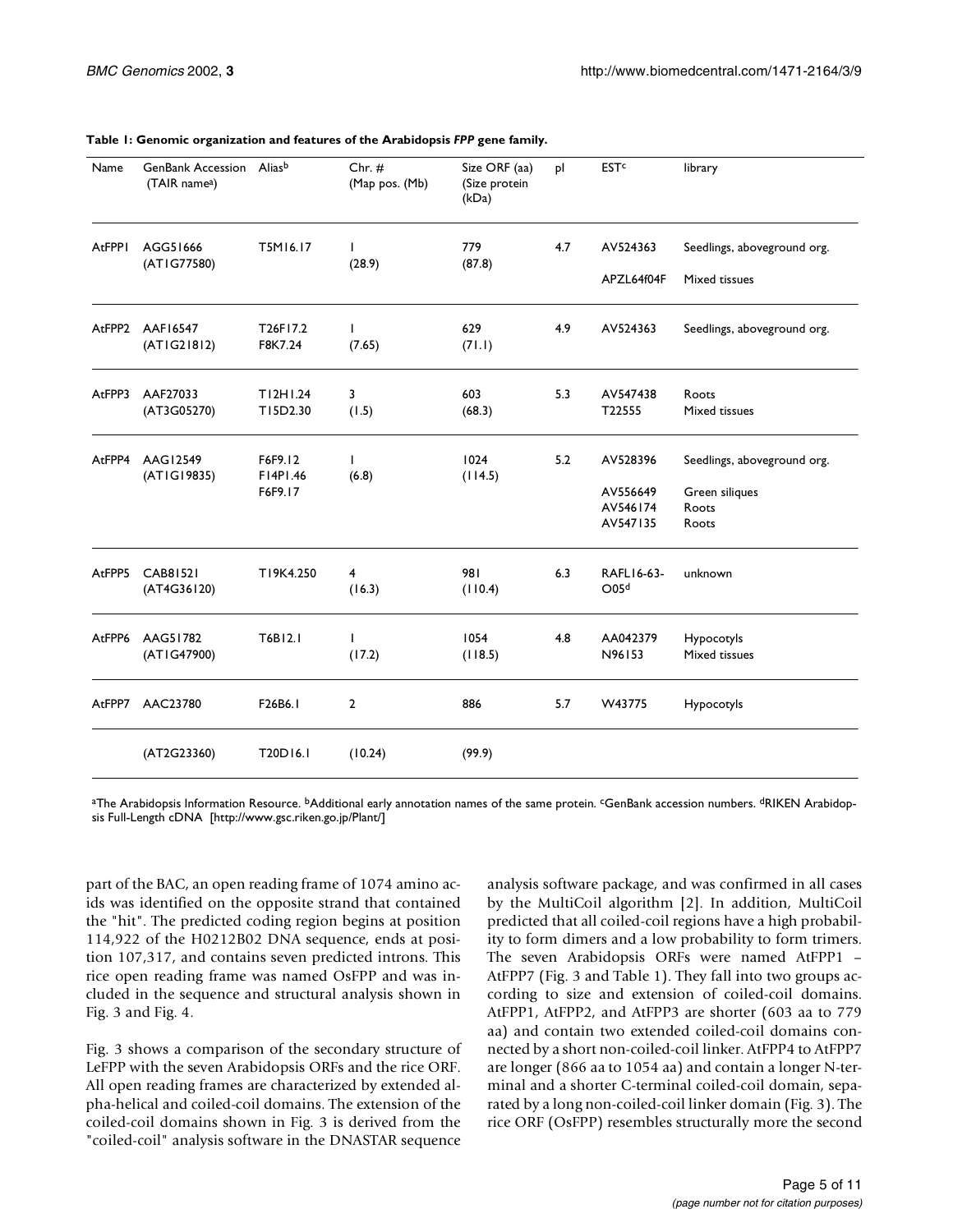**Table 1: Genomic organization and features of the Arabidopsis *FPP* gene family.**

| Name | GenBank Accession (TAIR name[a]) | Alias[b] | Chr. # (Map pos. (Mb) | Size ORF (aa) (Size protein (kDa) | pI | EST[c] | library |
|---|---|---|---|---|---|---|---|
| AtFPP1 | AGG51666 (AT1G77580) | T5M16.17 | 1 (28.9) | 779 (87.8) | 4.7 | AV524363<br>APZL64f04F | Seedlings, aboveground org.<br>Mixed tissues |
| AtFPP2 | AAF16547 (AT1G21812) | T26F17.2<br>F8K7.24 | 1 (7.65) | 629 (71.1) | 4.9 | AV524363 | Seedlings, aboveground org. |
| AtFPP3 | AAF27033 (AT3G05270) | T12H1.24<br>T15D2.30 | 3 (1.5) | 603 (68.3) | 5.3 | AV547438<br>T22555 | Roots<br>Mixed tissues |
| AtFPP4 | AAG12549 (AT1G19835) | F6F9.12<br>F14P1.46<br>F6F9.17 | 1 (6.8) | 1024 (114.5) | 5.2 | AV528396<br>AV556649<br>AV546174<br>AV547135 | Seedlings, aboveground org.<br>Green siliques<br>Roots<br>Roots |
| AtFPP5 | CAB81521 (AT4G36120) | T19K4.250 | 4 (16.3) | 981 (110.4) | 6.3 | RAFL16-63-O05[d] | unknown |
| AtFPP6 | AAG51782 (AT1G47900) | T6B12.1 | 1 (17.2) | 1054 (118.5) | 4.8 | AA042379<br>N96153 | Hypocotyls<br>Mixed tissues |
| AtFPP7 | AAC23780 | F26B6.1 | 2 | 886 | 5.7 | W43775 | Hypocotyls |
| | (AT2G23360) | T20D16.1 | (10.24) | (99.9) | | | |

[a]The Arabidopsis Information Resource. [b]Additional early annotation names of the same protein. [c]GenBank accession numbers. [d]RIKEN Arabidopsis Full-Length cDNA [http://www.gsc.riken.go.jp/Plant/]

part of the BAC, an open reading frame of 1074 amino acids was identified on the opposite strand that contained the "hit". The predicted coding region begins at position 114,922 of the H0212B02 DNA sequence, ends at position 107,317, and contains seven predicted introns. This rice open reading frame was named OsFPP and was included in the sequence and structural analysis shown in Fig. 3 and Fig. 4.

Fig. 3 shows a comparison of the secondary structure of LeFPP with the seven Arabidopsis ORFs and the rice ORF. All open reading frames are characterized by extended alpha-helical and coiled-coil domains. The extension of the coiled-coil domains shown in Fig. 3 is derived from the "coiled-coil" analysis software in the DNASTAR sequence analysis software package, and was confirmed in all cases by the MultiCoil algorithm [2]. In addition, MultiCoil predicted that all coiled-coil regions have a high probability to form dimers and a low probability to form trimers. The seven Arabidopsis ORFs were named AtFPP1 – AtFPP7 (Fig. 3 and Table 1). They fall into two groups according to size and extension of coiled-coil domains. AtFPP1, AtFPP2, and AtFPP3 are shorter (603 aa to 779 aa) and contain two extended coiled-coil domains connected by a short non-coiled-coil linker. AtFPP4 to AtFPP7 are longer (866 aa to 1054 aa) and contain a longer N-terminal and a shorter C-terminal coiled-coil domain, separated by a long non-coiled-coil linker domain (Fig. 3). The rice ORF (OsFPP) resembles structurally more the second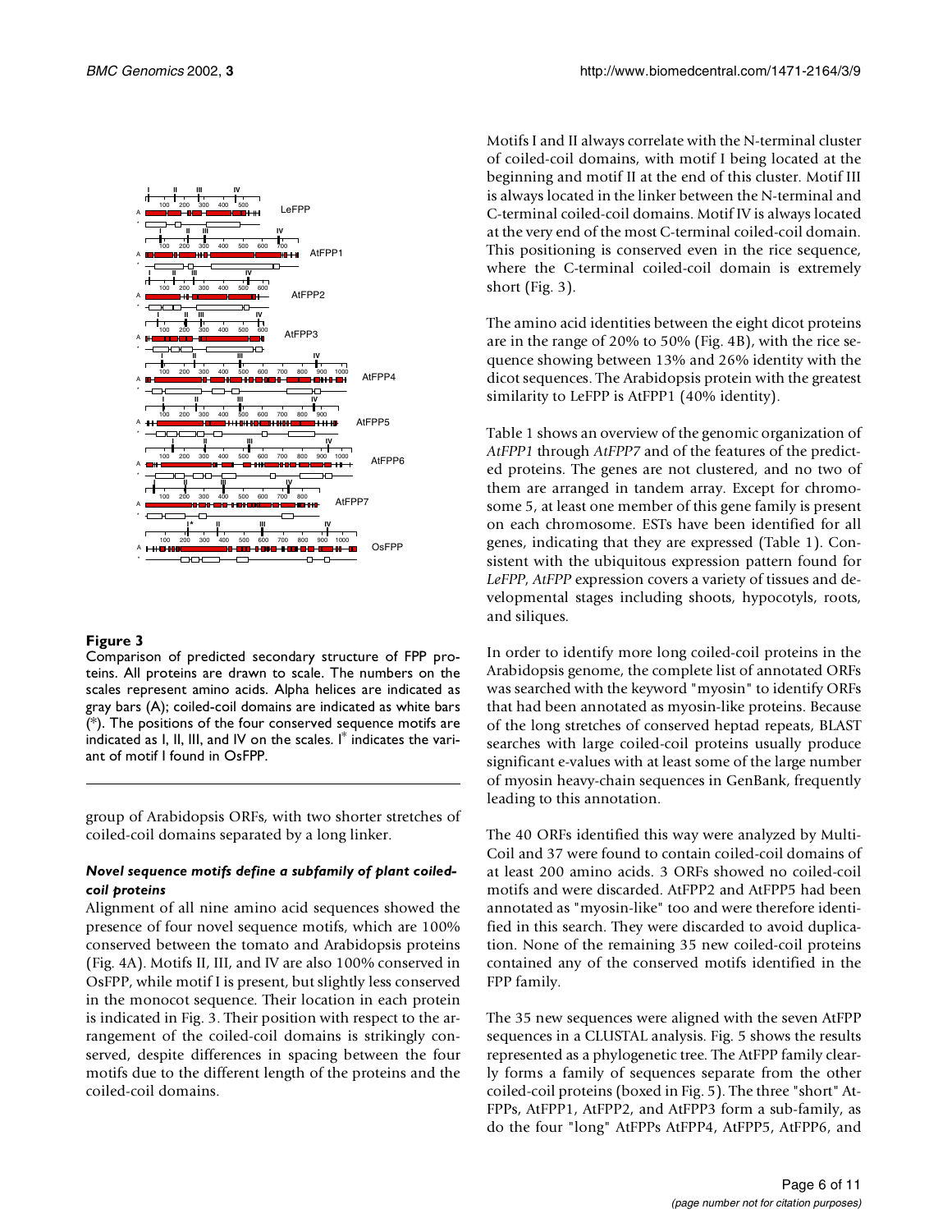I II III IV
100 200 300 400 500
LeFPP

I II III IV
100 200 300 400 500 600 700
AtFPP1

I II III IV
100 200 300 400 500 600
AtFPP2

I II III IV
100 200 300 400 500 600
AtFPP3

I II III IV
100 200 300 400 500 600 700 800 900 1000
AtFPP4

I II III IV
100 200 300 400 500 600 700 800 900
AtFPP5

I II III IV
100 200 300 400 500 600 700 800 900 1000
AtFPP6

I II III IV
100 200 300 400 500 600 700 800
AtFPP7

I* II III IV
100 200 300 400 500 600 700 800 900 1000
OsFPP

A
*

**Figure 3**
Comparison of predicted secondary structure of FPP proteins. All proteins are drawn to scale. The numbers on the scales represent amino acids. Alpha helices are indicated as gray bars (A); coiled-coil domains are indicated as white bars (*). The positions of the four conserved sequence motifs are indicated as I, II, III, and IV on the scales. I* indicates the variant of motif I found in OsFPP.

group of Arabidopsis ORFs, with two shorter stretches of coiled-coil domains separated by a long linker.

### *Novel sequence motifs define a subfamily of plant coiled-coil proteins*

Alignment of all nine amino acid sequences showed the presence of four novel sequence motifs, which are 100% conserved between the tomato and Arabidopsis proteins (Fig. 4A). Motifs II, III, and IV are also 100% conserved in OsFPP, while motif I is present, but slightly less conserved in the monocot sequence. Their location in each protein is indicated in Fig. 3. Their position with respect to the arrangement of the coiled-coil domains is strikingly conserved, despite differences in spacing between the four motifs due to the different length of the proteins and the coiled-coil domains.

Motifs I and II always correlate with the N-terminal cluster of coiled-coil domains, with motif I being located at the beginning and motif II at the end of this cluster. Motif III is always located in the linker between the N-terminal and C-terminal coiled-coil domains. Motif IV is always located at the very end of the most C-terminal coiled-coil domain. This positioning is conserved even in the rice sequence, where the C-terminal coiled-coil domain is extremely short (Fig. 3).

The amino acid identities between the eight dicot proteins are in the range of 20% to 50% (Fig. 4B), with the rice sequence showing between 13% and 26% identity with the dicot sequences. The Arabidopsis protein with the greatest similarity to LeFPP is AtFPP1 (40% identity).

Table 1 shows an overview of the genomic organization of *AtFPP1* through *AtFPP7* and of the features of the predicted proteins. The genes are not clustered, and no two of them are arranged in tandem array. Except for chromosome 5, at least one member of this gene family is present on each chromosome. ESTs have been identified for all genes, indicating that they are expressed (Table 1). Consistent with the ubiquitous expression pattern found for *LeFPP*, *AtFPP* expression covers a variety of tissues and developmental stages including shoots, hypocotyls, roots, and siliques.

In order to identify more long coiled-coil proteins in the Arabidopsis genome, the complete list of annotated ORFs was searched with the keyword "myosin" to identify ORFs that had been annotated as myosin-like proteins. Because of the long stretches of conserved heptad repeats, BLAST searches with large coiled-coil proteins usually produce significant e-values with at least some of the large number of myosin heavy-chain sequences in GenBank, frequently leading to this annotation.

The 40 ORFs identified this way were analyzed by MultiCoil and 37 were found to contain coiled-coil domains of at least 200 amino acids. 3 ORFs showed no coiled-coil motifs and were discarded. AtFPP2 and AtFPP5 had been annotated as "myosin-like" too and were therefore identified in this search. They were discarded to avoid duplication. None of the remaining 35 new coiled-coil proteins contained any of the conserved motifs identified in the FPP family.

The 35 new sequences were aligned with the seven AtFPP sequences in a CLUSTAL analysis. Fig. 5 shows the results represented as a phylogenetic tree. The AtFPP family clearly forms a family of sequences separate from the other coiled-coil proteins (boxed in Fig. 5). The three "short" AtFPPs, AtFPP1, AtFPP2, and AtFPP3 form a sub-family, as do the four "long" AtFPPs AtFPP4, AtFPP5, AtFPP6, and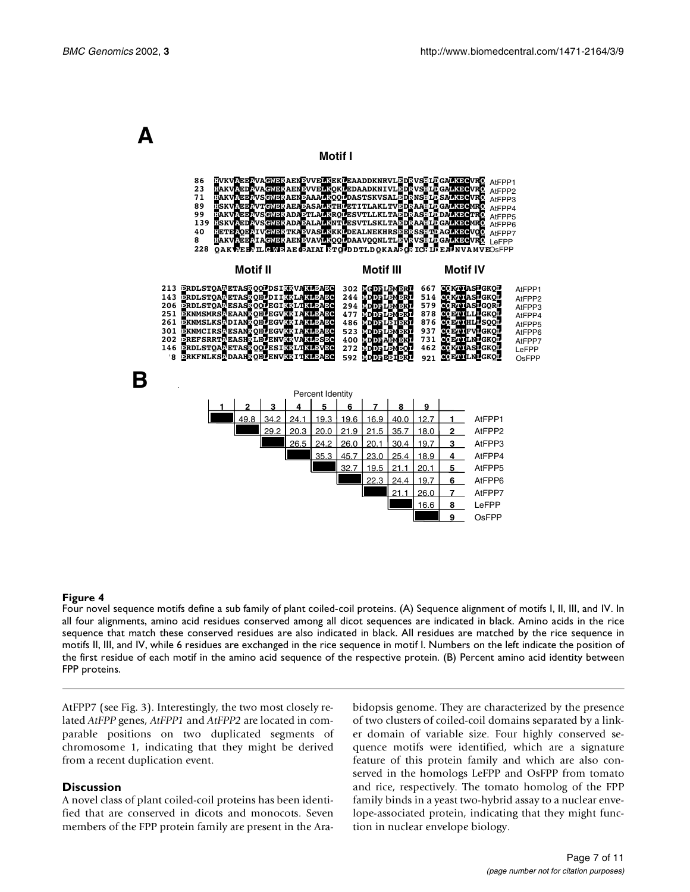**A**

**Motif I**

```
86  HVKVAEEAVAGWEKAENEVVELKEKLEAADDKNRVLEDRVSHLDGALKECVRQ  AtFPP1
23  HAKVAEDAVAGWEKAENEVVELKQKLEDAADKNIVLEDRVSHLDGALKECVRQ  AtFPP2
71  HAKVAEEAVSGWEKAENEAAALKQQLDASTSKVSALEDRNSHLDSALKECVRQ  AtFPP3
89  HSKVAEEAVTGWEKAEAEASALKTHLETITLAKLTVEDRAAHLDGALKECMRQ  AtFPP4
99  HAKVAEEAVSGWEKADAETLALKRQLESVTLLKLTAEDRASHLDDALKECTRQ  AtFPP5
139 HSKVAEDAVSGWEKADAEALALKNTLESVTLSKLTAEDRAAHLDGALKECMRQ  AtFPP6
40  HETEAQEAIVGWEKTKAEVASLKKKLDEALNEKHRSEERSSHTDAGLKECVQQ  AtFPP7
8   HAKVAEEAIAGWEKAENEVAVLKQQLDAAVQQNLTLEVRVSHLDGALKECVRQ  LeFPP
228 QAKVEEEILGWEAEGAIAIKTQLDDTLDQKAAEQRICHLDEALNVAMVE  OsFPP
```

**Motif II** **Motif III** **Motif IV**

```
213 ERDLSTQAAETASKQQLDSIKKVAKLEAEC  302 MGDFLEMERL  667 CQKTIASLGKQL  AtFPP1
143 ERDLSTQAAETASKQHLDIIKKLAKLEAEC  244 MDDFLEMERL  514 CQKTIASLGKQL  AtFPP2
206 ERDLSTQAAESASKQQLEGIKKLTKLEAEC  294 MDDFLEMEKL  579 CQRTIASLGQRL  AtFPP3
251 EKNMSMRSAEAANKQHLEGVKKIAKLEAEC  477 MDDFLEMEKL  878 CQETILLLGKQL  AtFPP4
261 EKNMSLKSADIANKQHLEGVKKIAKLEAEC  486 MDDFLEIEKL  876 CQETIHLLSQQL  AtFPP5
301 EKNMCIRSAESANKQHLEGVKKIAKLEAEC  523 MDDFLEMEKL  937 CQETIFVLGKQL  AtFPP6
202 EREFSRRTAEASHKLHLENVKKVAKLESEC  400 MDDFAEMEKL  731 CQETILNLGKQL  AtFPP7
146 ERDLSTQAAETASKQQLESIKKLTKLEVEC  272 MDDFLEMEQL  462 CQKTIASLGKQL  LeFPP
'8  ERKFNLKSADAAHKQHLENVKKITKLEAEC  592 MDDFEEIEKL  921 CQETILNLGKQL  OsFPP
```

**B**

| | Percent Identity | | | | | | | | | |
|---|---|---|---|---|---|---|---|---|---|---|
| 1 | 2 | 3 | 4 | 5 | 6 | 7 | 8 | 9 | | |
| ■ | 49.8 | 34.2 | 24.1 | 19.3 | 19.6 | 16.9 | 40.0 | 12.7 | 1 | AtFPP1 |
| | ■ | 29.2 | 20.3 | 20.0 | 21.9 | 21.5 | 35.7 | 18.0 | 2 | AtFPP2 |
| | | ■ | 26.5 | 24.2 | 26.0 | 20.1 | 30.4 | 19.7 | 3 | AtFPP3 |
| | | | ■ | 35.3 | 45.7 | 23.0 | 25.4 | 18.9 | 4 | AtFPP4 |
| | | | | ■ | 32.7 | 19.5 | 21.1 | 20.1 | 5 | AtFPP5 |
| | | | | | ■ | 22.3 | 24.4 | 19.7 | 6 | AtFPP6 |
| | | | | | | ■ | 21.1 | 26.0 | 7 | AtFPP7 |
| | | | | | | | ■ | 16.6 | 8 | LeFPP |
| | | | | | | | | ■ | 9 | OsFPP |

**Figure 4**
Four novel sequence motifs define a sub family of plant coiled-coil proteins. (A) Sequence alignment of motifs I, II, III, and IV. In all four alignments, amino acid residues conserved among all dicot sequences are indicated in black. Amino acids in the rice sequence that match these conserved residues are also indicated in black. All residues are matched by the rice sequence in motifs II, III, and IV, while 6 residues are exchanged in the rice sequence in motif I. Numbers on the left indicate the position of the first residue of each motif in the amino acid sequence of the respective protein. (B) Percent amino acid identity between FPP proteins.

AtFPP7 (see Fig. 3). Interestingly, the two most closely related *AtFPP* genes, *AtFPP1* and *AtFPP2* are located in comparable positions on two duplicated segments of chromosome 1, indicating that they might be derived from a recent duplication event.

## Discussion

A novel class of plant coiled-coil proteins has been identified that are conserved in dicots and monocots. Seven members of the FPP protein family are present in the Arabidopsis genome. They are characterized by the presence of two clusters of coiled-coil domains separated by a linker domain of variable size. Four highly conserved sequence motifs were identified, which are a signature feature of this protein family and which are also conserved in the homologs LeFPP and OsFPP from tomato and rice, respectively. The tomato homolog of the FPP family binds in a yeast two-hybrid assay to a nuclear envelope-associated protein, indicating that they might function in nuclear envelope biology.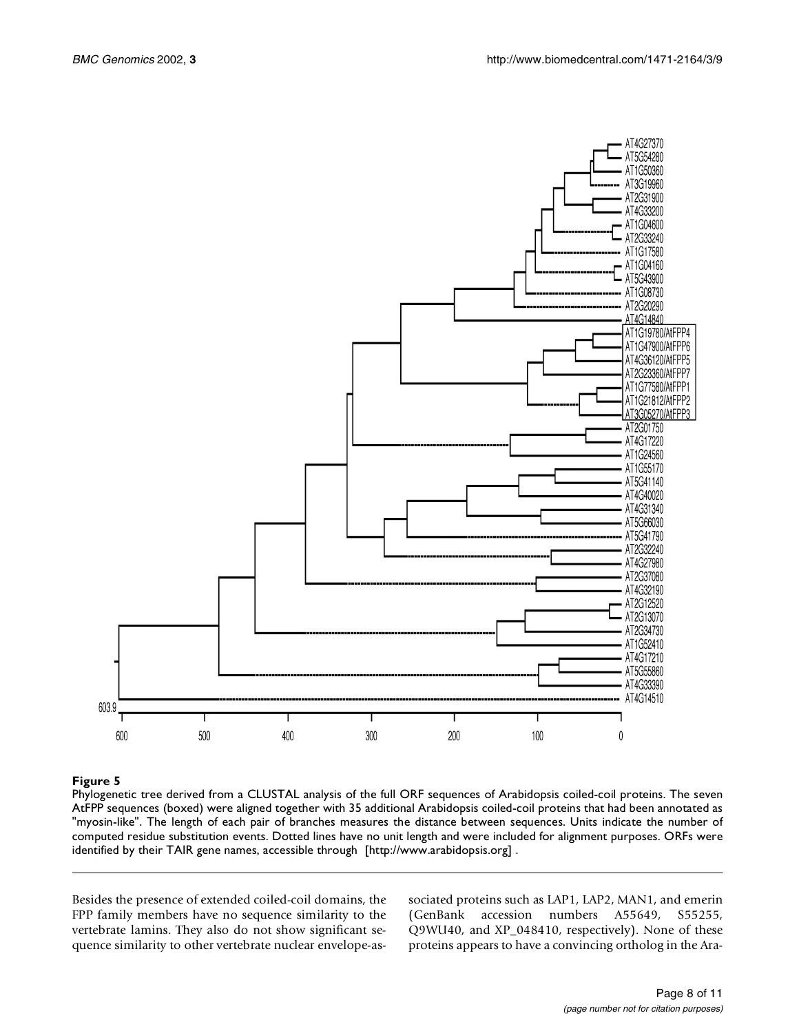AT4G27370
AT5G54280
AT1G50360
AT3G19960
AT2G31900
AT4G33200
AT1G04600
AT2G33240
AT1G17580
AT1G04160
AT5G43900
AT1G08730
AT2G20290
AT4G14840
AT1G19780/AtFPP4
AT1G47900/AtFPP6
AT4G36120/AtFPP5
AT2G23360/AtFPP7
AT1G77580/AtFPP1
AT1G21812/AtFPP2
AT3G05270/AtFPP3
AT2G01750
AT4G17220
AT1G24560
AT1G55170
AT5G41140
AT4G40020
AT4G31340
AT5G66030
AT5G41790
AT2G32240
AT4G27980
AT2G37080
AT4G32190
AT2G12520
AT2G13070
AT2G34730
AT1G52410
AT4G17210
AT5G55860
AT4G33390
AT4G14510

603.9

600 500 400 300 200 100 0

**Figure 5**

Phylogenetic tree derived from a CLUSTAL analysis of the full ORF sequences of Arabidopsis coiled-coil proteins. The seven AtFPP sequences (boxed) were aligned together with 35 additional Arabidopsis coiled-coil proteins that had been annotated as "myosin-like". The length of each pair of branches measures the distance between sequences. Units indicate the number of computed residue substitution events. Dotted lines have no unit length and were included for alignment purposes. ORFs were identified by their TAIR gene names, accessible through [http://www.arabidopsis.org] .

Besides the presence of extended coiled-coil domains, the FPP family members have no sequence similarity to the vertebrate lamins. They also do not show significant sequence similarity to other vertebrate nuclear envelope-associated proteins such as LAP1, LAP2, MAN1, and emerin (GenBank accession numbers A55649, S55255, Q9WU40, and XP_048410, respectively). None of these proteins appears to have a convincing ortholog in the Ara-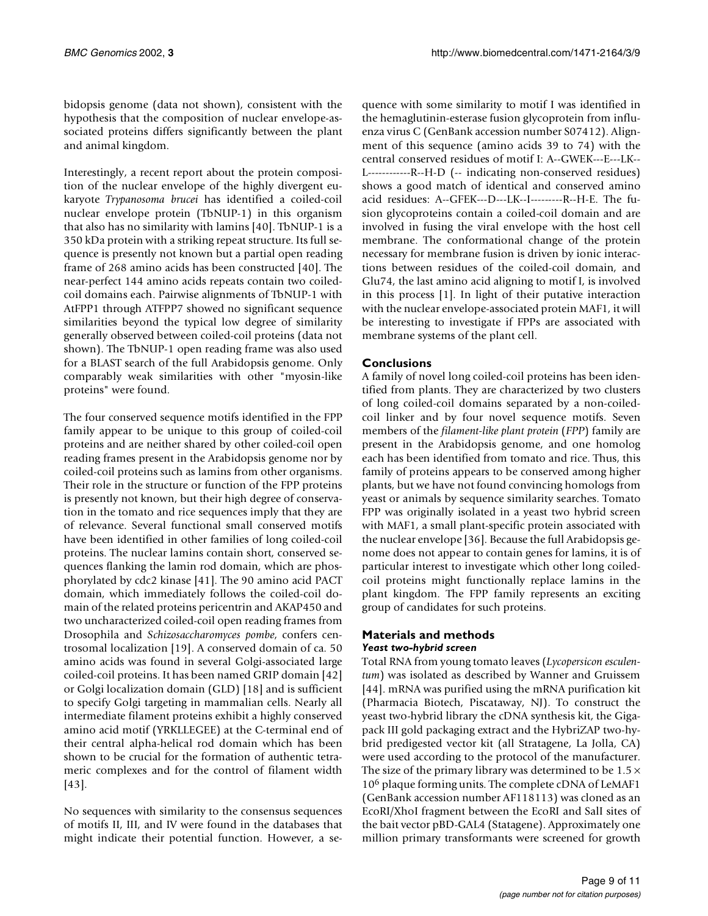bidopsis genome (data not shown), consistent with the hypothesis that the composition of nuclear envelope-associated proteins differs significantly between the plant and animal kingdom.

Interestingly, a recent report about the protein composition of the nuclear envelope of the highly divergent eukaryote *Trypanosoma brucei* has identified a coiled-coil nuclear envelope protein (TbNUP-1) in this organism that also has no similarity with lamins [40]. TbNUP-1 is a 350 kDa protein with a striking repeat structure. Its full sequence is presently not known but a partial open reading frame of 268 amino acids has been constructed [40]. The near-perfect 144 amino acids repeats contain two coiled-coil domains each. Pairwise alignments of TbNUP-1 with AtFPP1 through ATFPP7 showed no significant sequence similarities beyond the typical low degree of similarity generally observed between coiled-coil proteins (data not shown). The TbNUP-1 open reading frame was also used for a BLAST search of the full Arabidopsis genome. Only comparably weak similarities with other "myosin-like proteins" were found.

The four conserved sequence motifs identified in the FPP family appear to be unique to this group of coiled-coil proteins and are neither shared by other coiled-coil open reading frames present in the Arabidopsis genome nor by coiled-coil proteins such as lamins from other organisms. Their role in the structure or function of the FPP proteins is presently not known, but their high degree of conservation in the tomato and rice sequences imply that they are of relevance. Several functional small conserved motifs have been identified in other families of long coiled-coil proteins. The nuclear lamins contain short, conserved sequences flanking the lamin rod domain, which are phosphorylated by cdc2 kinase [41]. The 90 amino acid PACT domain, which immediately follows the coiled-coil domain of the related proteins pericentrin and AKAP450 and two uncharacterized coiled-coil open reading frames from Drosophila and *Schizosaccharomyces pombe*, confers centrosomal localization [19]. A conserved domain of ca. 50 amino acids was found in several Golgi-associated large coiled-coil proteins. It has been named GRIP domain [42] or Golgi localization domain (GLD) [18] and is sufficient to specify Golgi targeting in mammalian cells. Nearly all intermediate filament proteins exhibit a highly conserved amino acid motif (YRKLLEGEE) at the C-terminal end of their central alpha-helical rod domain which has been shown to be crucial for the formation of authentic tetrameric complexes and for the control of filament width [43].

No sequences with similarity to the consensus sequences of motifs II, III, and IV were found in the databases that might indicate their potential function. However, a sequence with some similarity to motif I was identified in the hemaglutinin-esterase fusion glycoprotein from influenza virus C (GenBank accession number S07412). Alignment of this sequence (amino acids 39 to 74) with the central conserved residues of motif I: A--GWEK---E---LK--L------------R--H-D (-- indicating non-conserved residues) shows a good match of identical and conserved amino acid residues: A--GFEK---D---LK--I---------R--H-E. The fusion glycoproteins contain a coiled-coil domain and are involved in fusing the viral envelope with the host cell membrane. The conformational change of the protein necessary for membrane fusion is driven by ionic interactions between residues of the coiled-coil domain, and Glu74, the last amino acid aligning to motif I, is involved in this process [1]. In light of their putative interaction with the nuclear envelope-associated protein MAF1, it will be interesting to investigate if FPPs are associated with membrane systems of the plant cell.

## Conclusions

A family of novel long coiled-coil proteins has been identified from plants. They are characterized by two clusters of long coiled-coil domains separated by a non-coiled-coil linker and by four novel sequence motifs. Seven members of the *filament-like plant protein* (*FPP*) family are present in the Arabidopsis genome, and one homolog each has been identified from tomato and rice. Thus, this family of proteins appears to be conserved among higher plants, but we have not found convincing homologs from yeast or animals by sequence similarity searches. Tomato FPP was originally isolated in a yeast two hybrid screen with MAF1, a small plant-specific protein associated with the nuclear envelope [36]. Because the full Arabidopsis genome does not appear to contain genes for lamins, it is of particular interest to investigate which other long coiled-coil proteins might functionally replace lamins in the plant kingdom. The FPP family represents an exciting group of candidates for such proteins.

## Materials and methods

### *Yeast two-hybrid screen*

Total RNA from young tomato leaves (*Lycopersicon esculentum*) was isolated as described by Wanner and Gruissem [44]. mRNA was purified using the mRNA purification kit (Pharmacia Biotech, Piscataway, NJ). To construct the yeast two-hybrid library the cDNA synthesis kit, the Gigapack III gold packaging extract and the HybriZAP two-hybrid predigested vector kit (all Stratagene, La Jolla, CA) were used according to the protocol of the manufacturer. The size of the primary library was determined to be $1.5 \times 10^6$ plaque forming units. The complete cDNA of LeMAF1 (GenBank accession number AF118113) was cloned as an EcoRI/XhoI fragment between the EcoRI and SalI sites of the bait vector pBD-GAL4 (Statagene). Approximately one million primary transformants were screened for growth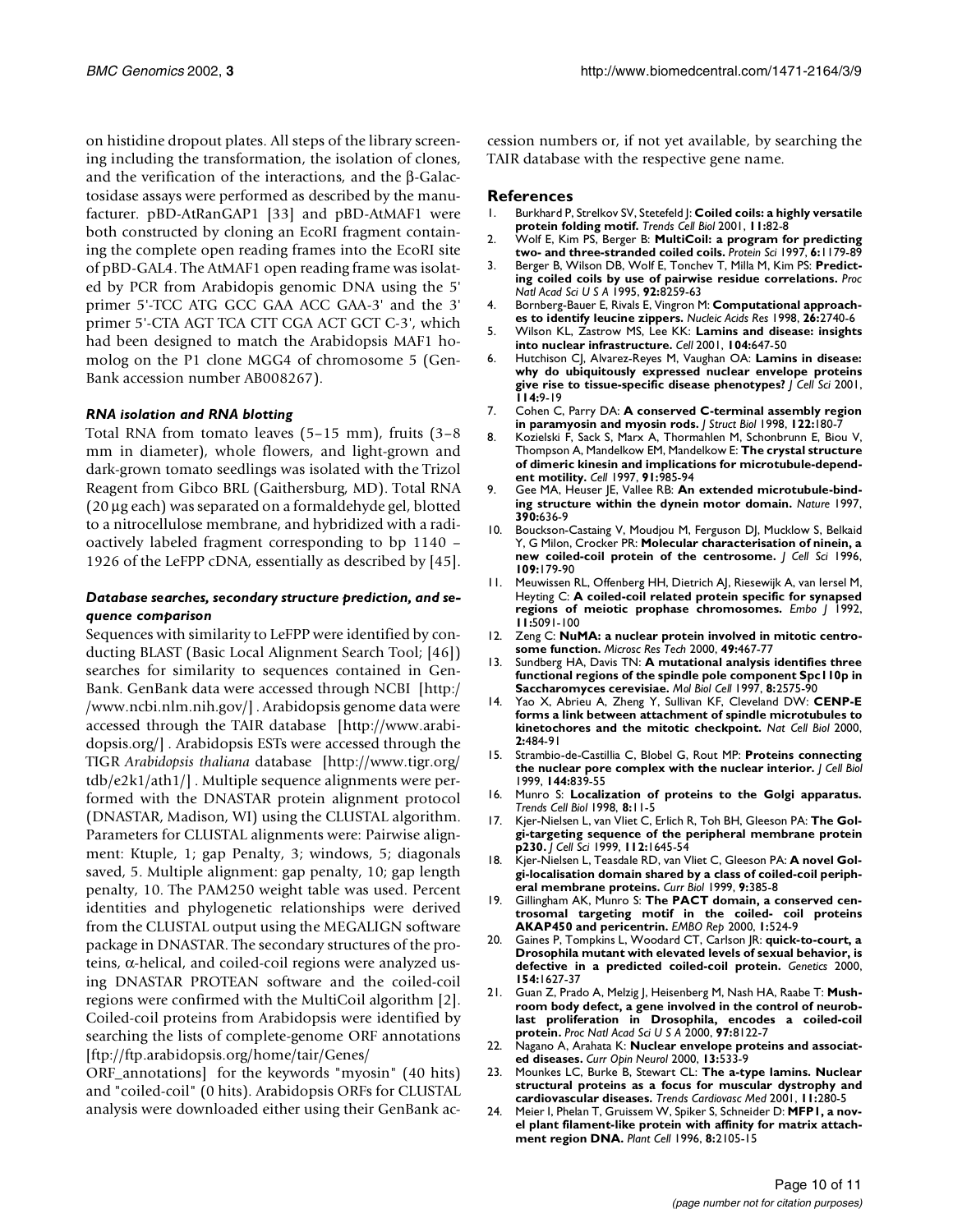on histidine dropout plates. All steps of the library screening including the transformation, the isolation of clones, and the verification of the interactions, and the β-Galactosidase assays were performed as described by the manufacturer. pBD-AtRanGAP1 [33] and pBD-AtMAF1 were both constructed by cloning an EcoRI fragment containing the complete open reading frames into the EcoRI site of pBD-GAL4. The AtMAF1 open reading frame was isolated by PCR from Arabidopsis genomic DNA using the 5' primer 5'-TCC ATG GCC GAA ACC GAA-3' and the 3' primer 5'-CTA AGT TCA CTT CGA ACT GCT C-3', which had been designed to match the Arabidopsis MAF1 homolog on the P1 clone MGG4 of chromosome 5 (GenBank accession number AB008267).

### *RNA isolation and RNA blotting*

Total RNA from tomato leaves (5–15 mm), fruits (3–8 mm in diameter), whole flowers, and light-grown and dark-grown tomato seedlings was isolated with the Trizol Reagent from Gibco BRL (Gaithersburg, MD). Total RNA (20 µg each) was separated on a formaldehyde gel, blotted to a nitrocellulose membrane, and hybridized with a radioactively labeled fragment corresponding to bp 1140 – 1926 of the LeFPP cDNA, essentially as described by [45].

### *Database searches, secondary structure prediction, and sequence comparison*

Sequences with similarity to LeFPP were identified by conducting BLAST (Basic Local Alignment Search Tool; [46]) searches for similarity to sequences contained in GenBank. GenBank data were accessed through NCBI [http://www.ncbi.nlm.nih.gov/]. Arabidopsis genome data were accessed through the TAIR database [http://www.arabidopsis.org/]. Arabidopsis ESTs were accessed through the TIGR *Arabidopsis thaliana* database [http://www.tigr.org/tdb/e2k1/ath1/]. Multiple sequence alignments were performed with the DNASTAR protein alignment protocol (DNASTAR, Madison, WI) using the CLUSTAL algorithm. Parameters for CLUSTAL alignments were: Pairwise alignment: Ktuple, 1; gap Penalty, 3; windows, 5; diagonals saved, 5. Multiple alignment: gap penalty, 10; gap length penalty, 10. The PAM250 weight table was used. Percent identities and phylogenetic relationships were derived from the CLUSTAL output using the MEGALIGN software package in DNASTAR. The secondary structures of the proteins, α-helical, and coiled-coil regions were analyzed using DNASTAR PROTEAN software and the coiled-coil regions were confirmed with the MultiCoil algorithm [2]. Coiled-coil proteins from Arabidopsis were identified by searching the lists of complete-genome ORF annotations [ftp://ftp.arabidopsis.org/home/tair/Genes/ORF_annotations] for the keywords "myosin" (40 hits) and "coiled-coil" (0 hits). Arabidopsis ORFs for CLUSTAL analysis were downloaded either using their GenBank accession numbers or, if not yet available, by searching the TAIR database with the respective gene name.

## References

1. Burkhard P, Strelkov SV, Stetefeld J: **Coiled coils: a highly versatile protein folding motif.** *Trends Cell Biol* 2001, **11:**82-8
2. Wolf E, Kim PS, Berger B: **MultiCoil: a program for predicting two- and three-stranded coiled coils.** *Protein Sci* 1997, **6:**1179-89
3. Berger B, Wilson DB, Wolf E, Tonchev T, Milla M, Kim PS: **Predicting coiled coils by use of pairwise residue correlations.** *Proc Natl Acad Sci U S A* 1995, **92:**8259-63
4. Bornberg-Bauer E, Rivals E, Vingron M: **Computational approaches to identify leucine zippers.** *Nucleic Acids Res* 1998, **26:**2740-6
5. Wilson KL, Zastrow MS, Lee KK: **Lamins and disease: insights into nuclear infrastructure.** *Cell* 2001, **104:**647-50
6. Hutchison CJ, Alvarez-Reyes M, Vaughan OA: **Lamins in disease: why do ubiquitously expressed nuclear envelope proteins give rise to tissue-specific disease phenotypes?** *J Cell Sci* 2001, **114:**9-19
7. Cohen C, Parry DA: **A conserved C-terminal assembly region in paramyosin and myosin rods.** *J Struct Biol* 1998, **122:**180-7
8. Kozielski F, Sack S, Marx A, Thormahlen M, Schonbrunn E, Biou V, Thompson A, Mandelkow EM, Mandelkow E: **The crystal structure of dimeric kinesin and implications for microtubule-dependent motility.** *Cell* 1997, **91:**985-94
9. Gee MA, Heuser JE, Vallee RB: **An extended microtubule-binding structure within the dynein motor domain.** *Nature* 1997, **390:**636-9
10. Bouckson-Castaing V, Moudjou M, Ferguson DJ, Mucklow S, Belkaid Y, G Milon, Crocker PR: **Molecular characterisation of ninein, a new coiled-coil protein of the centrosome.** *J Cell Sci* 1996, **109:**179-90
11. Meuwissen RL, Offenberg HH, Dietrich AJ, Riesewijk A, van Iersel M, Heyting C: **A coiled-coil related protein specific for synapsed regions of meiotic prophase chromosomes.** *Embo J* 1992, **11:**5091-100
12. Zeng C: **NuMA: a nuclear protein involved in mitotic centrosome function.** *Microsc Res Tech* 2000, **49:**467-77
13. Sundberg HA, Davis TN: **A mutational analysis identifies three functional regions of the spindle pole component Spc110p in Saccharomyces cerevisiae.** *Mol Biol Cell* 1997, **8:**2575-90
14. Yao X, Abrieu A, Zheng Y, Sullivan KF, Cleveland DW: **CENP-E forms a link between attachment of spindle microtubules to kinetochores and the mitotic checkpoint.** *Nat Cell Biol* 2000, **2:**484-91
15. Strambio-de-Castillia C, Blobel G, Rout MP: **Proteins connecting the nuclear pore complex with the nuclear interior.** *J Cell Biol* 1999, **144:**839-55
16. Munro S: **Localization of proteins to the Golgi apparatus.** *Trends Cell Biol* 1998, **8:**11-5
17. Kjer-Nielsen L, van Vliet C, Erlich R, Toh BH, Gleeson PA: **The Golgi-targeting sequence of the peripheral membrane protein p230.** *J Cell Sci* 1999, **112:**1645-54
18. Kjer-Nielsen L, Teasdale RD, van Vliet C, Gleeson PA: **A novel Golgi-localisation domain shared by a class of coiled-coil peripheral membrane proteins.** *Curr Biol* 1999, **9:**385-8
19. Gillingham AK, Munro S: **The PACT domain, a conserved centrosomal targeting motif in the coiled- coil proteins AKAP450 and pericentrin.** *EMBO Rep* 2000, **1:**524-9
20. Gaines P, Tompkins L, Woodard CT, Carlson JR: **quick-to-court, a Drosophila mutant with elevated levels of sexual behavior, is defective in a predicted coiled-coil protein.** *Genetics* 2000, **154:**1627-37
21. Guan Z, Prado A, Melzig J, Heisenberg M, Nash HA, Raabe T: **Mushroom body defect, a gene involved in the control of neuroblast proliferation in Drosophila, encodes a coiled-coil protein.** *Proc Natl Acad Sci U S A* 2000, **97:**8122-7
22. Nagano A, Arahata K: **Nuclear envelope proteins and associated diseases.** *Curr Opin Neurol* 2000, **13:**533-9
23. Mounkes LC, Burke B, Stewart CL: **The a-type lamins. Nuclear structural proteins as a focus for muscular dystrophy and cardiovascular diseases.** *Trends Cardiovasc Med* 2001, **11:**280-5
24. Meier I, Phelan T, Gruissem W, Spiker S, Schneider D: **MFP1, a novel plant filament-like protein with affinity for matrix attachment region DNA.** *Plant Cell* 1996, **8:**2105-15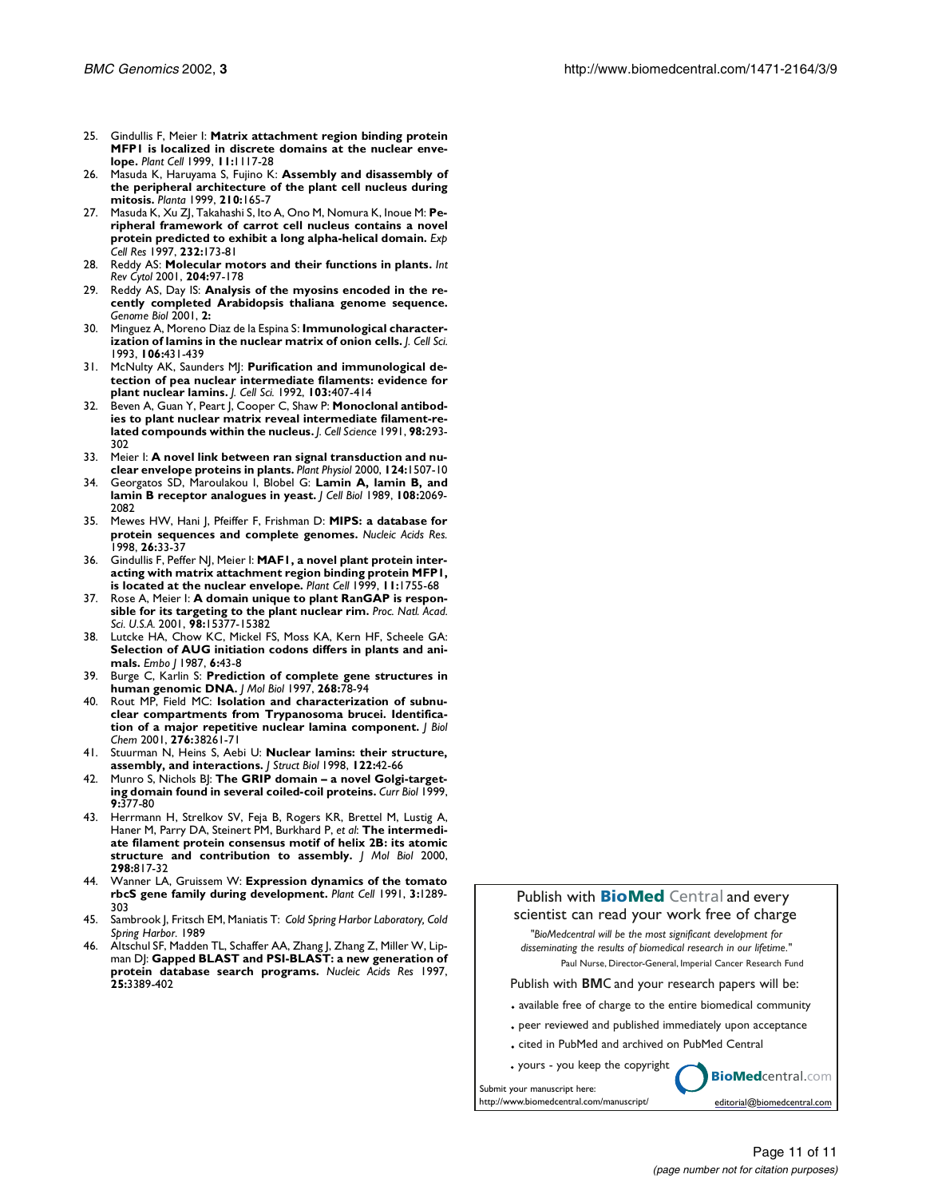25. Gindullis F, Meier I: **Matrix attachment region binding protein MFP1 is localized in discrete domains at the nuclear envelope.** *Plant Cell* 1999, **11:**1117-28
26. Masuda K, Haruyama S, Fujino K: **Assembly and disassembly of the peripheral architecture of the plant cell nucleus during mitosis.** *Planta* 1999, **210:**165-7
27. Masuda K, Xu ZJ, Takahashi S, Ito A, Ono M, Nomura K, Inoue M: **Peripheral framework of carrot cell nucleus contains a novel protein predicted to exhibit a long alpha-helical domain.** *Exp Cell Res* 1997, **232:**173-81
28. Reddy AS: **Molecular motors and their functions in plants.** *Int Rev Cytol* 2001, **204:**97-178
29. Reddy AS, Day IS: **Analysis of the myosins encoded in the recently completed Arabidopsis thaliana genome sequence.** *Genome Biol* 2001, **2:**
30. Minguez A, Moreno Diaz de la Espina S: **Immunological characterization of lamins in the nuclear matrix of onion cells.** *J. Cell Sci.* 1993, **106:**431-439
31. McNulty AK, Saunders MJ: **Purification and immunological detection of pea nuclear intermediate filaments: evidence for plant nuclear lamins.** *J. Cell Sci.* 1992, **103:**407-414
32. Beven A, Guan Y, Peart J, Cooper C, Shaw P: **Monoclonal antibodies to plant nuclear matrix reveal intermediate filament-related compounds within the nucleus.** *J. Cell Science* 1991, **98:**293-302
33. Meier I: **A novel link between ran signal transduction and nuclear envelope proteins in plants.** *Plant Physiol* 2000, **124:**1507-10
34. Georgatos SD, Maroulakou I, Blobel G: **Lamin A, lamin B, and lamin B receptor analogues in yeast.** *J Cell Biol* 1989, **108:**2069-2082
35. Mewes HW, Hani J, Pfeiffer F, Frishman D: **MIPS: a database for protein sequences and complete genomes.** *Nucleic Acids Res.* 1998, **26:**33-37
36. Gindullis F, Peffer NJ, Meier I: **MAF1, a novel plant protein interacting with matrix attachment region binding protein MFP1, is located at the nuclear envelope.** *Plant Cell* 1999, **11:**1755-68
37. Rose A, Meier I: **A domain unique to plant RanGAP is responsible for its targeting to the plant nuclear rim.** *Proc. Natl. Acad. Sci. U.S.A.* 2001, **98:**15377-15382
38. Lutcke HA, Chow KC, Mickel FS, Moss KA, Kern HF, Scheele GA: **Selection of AUG initiation codons differs in plants and animals.** *Embo J* 1987, **6:**43-8
39. Burge C, Karlin S: **Prediction of complete gene structures in human genomic DNA.** *J Mol Biol* 1997, **268:**78-94
40. Rout MP, Field MC: **Isolation and characterization of subnuclear compartments from Trypanosoma brucei. Identification of a major repetitive nuclear lamina component.** *J Biol Chem* 2001, **276:**38261-71
41. Stuurman N, Heins S, Aebi U: **Nuclear lamins: their structure, assembly, and interactions.** *J Struct Biol* 1998, **122:**42-66
42. Munro S, Nichols BJ: **The GRIP domain – a novel Golgi-targeting domain found in several coiled-coil proteins.** *Curr Biol* 1999, **9:**377-80
43. Herrmann H, Strelkov SV, Feja B, Rogers KR, Brettel M, Lustig A, Haner M, Parry DA, Steinert PM, Burkhard P, *et al*: **The intermediate filament protein consensus motif of helix 2B: its atomic structure and contribution to assembly.** *J Mol Biol* 2000, **298:**817-32
44. Wanner LA, Gruissem W: **Expression dynamics of the tomato rbcS gene family during development.** *Plant Cell* 1991, **3:**1289-303
45. Sambrook J, Fritsch EM, Maniatis T: *Cold Spring Harbor Laboratory, Cold Spring Harbor.* 1989
46. Altschul SF, Madden TL, Schaffer AA, Zhang J, Zhang Z, Miller W, Lipman DJ: **Gapped BLAST and PSI-BLAST: a new generation of protein database search programs.** *Nucleic Acids Res* 1997, **25:**3389-402

Publish with **BioMed** Central and every scientist can read your work free of charge

*"BioMedcentral will be the most significant development for disseminating the results of biomedical research in our lifetime."*
Paul Nurse, Director-General, Imperial Cancer Research Fund

Publish with **BMC** and your research papers will be:

- available free of charge to the entire biomedical community
- peer reviewed and published immediately upon acceptance
- cited in PubMed and archived on PubMed Central
- yours - you keep the copyright

Submit your manuscript here:
http://www.biomedcentral.com/manuscript/

**BioMed**central.com

editorial@biomedcentral.com